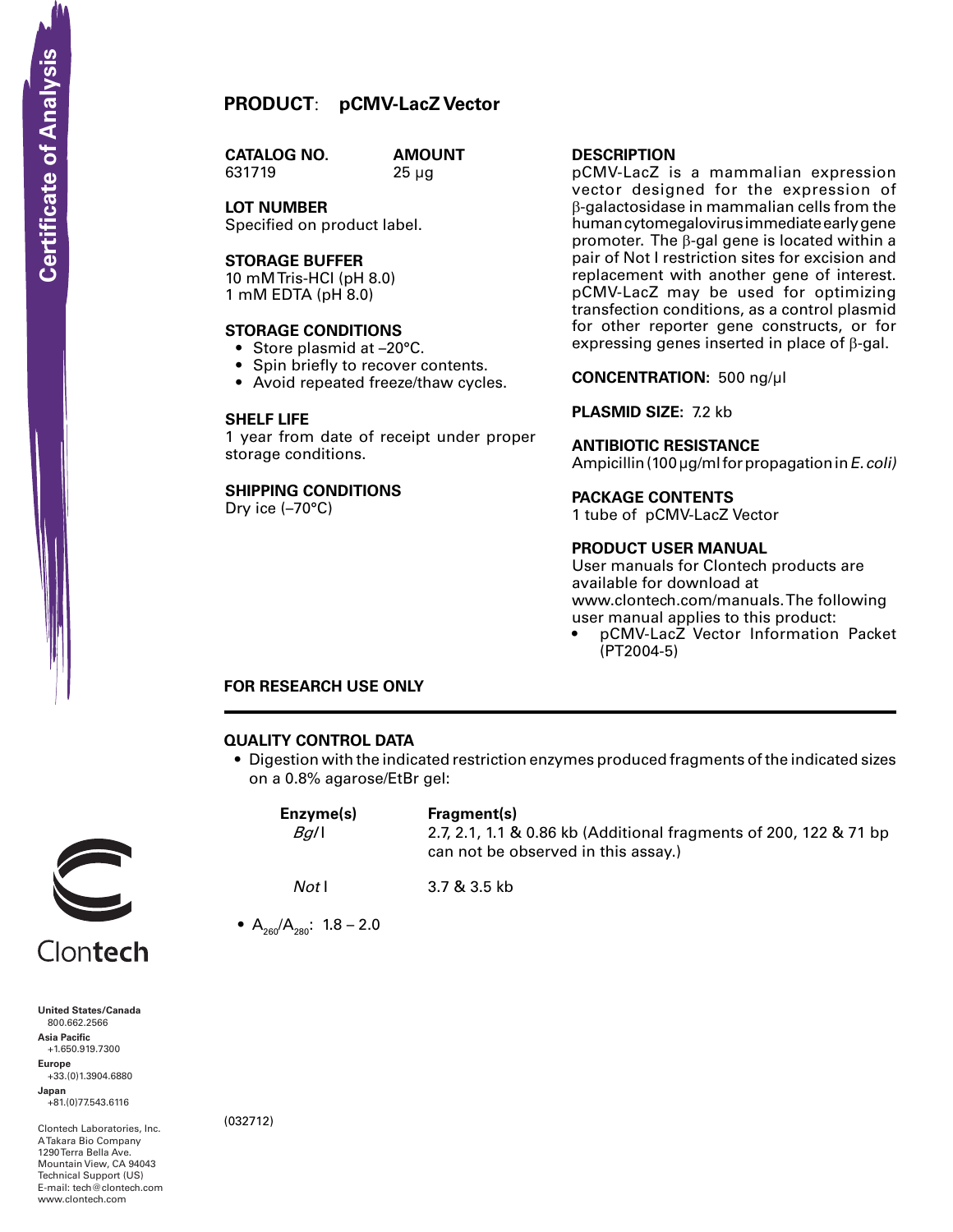Certificate of Analysis

# PRODUCT: pCMV-LacZ Vector

**CATALOG NO.**
631719

**AMOUNT**
25 µg

**LOT NUMBER**
Specified on product label.

**STORAGE BUFFER**
10 mM Tris-HCl (pH 8.0)
1 mM EDTA (pH 8.0)

**STORAGE CONDITIONS**
- Store plasmid at –20°C.
- Spin briefly to recover contents.
- Avoid repeated freeze/thaw cycles.

**SHELF LIFE**
1 year from date of receipt under proper storage conditions.

**SHIPPING CONDITIONS**
Dry ice (–70°C)

**DESCRIPTION**
pCMV-LacZ is a mammalian expression vector designed for the expression of β-galactosidase in mammalian cells from the human cytomegalovirus immediate early gene promoter. The β-gal gene is located within a pair of Not I restriction sites for excision and replacement with another gene of interest. pCMV-LacZ may be used for optimizing transfection conditions, as a control plasmid for other reporter gene constructs, or for expressing genes inserted in place of β-gal.

**CONCENTRATION:** 500 ng/µl

**PLASMID SIZE:** 7.2 kb

**ANTIBIOTIC RESISTANCE**
Ampicillin (100 µg/ml for propagation in *E. coli)*

**PACKAGE CONTENTS**
1 tube of pCMV-LacZ Vector

**PRODUCT USER MANUAL**
User manuals for Clontech products are available for download at www.clontech.com/manuals. The following user manual applies to this product:
- pCMV-LacZ Vector Information Packet (PT2004-5)

**FOR RESEARCH USE ONLY**

---

**QUALITY CONTROL DATA**
- Digestion with the indicated restriction enzymes produced fragments of the indicated sizes on a 0.8% agarose/EtBr gel:

| Enzyme(s) | Fragment(s) |
|---|---|
| *Bgl* I | 2.7, 2.1, 1.1 & 0.86 kb (Additional fragments of 200, 122 & 71 bp can not be observed in this assay.) |
| *Not* I | 3.7 & 3.5 kb |

- $A_{260}/A_{280}$: 1.8 – 2.0

(032712)

Clontech

**United States/Canada**
800.662.2566
**Asia Pacific**
+1.650.919.7300
**Europe**
+33.(0)1.3904.6880
**Japan**
+81.(0)77.543.6116

Clontech Laboratories, Inc.
A Takara Bio Company
1290 Terra Bella Ave.
Mountain View, CA 94043
Technical Support (US)
E-mail: tech@clontech.com
www.clontech.com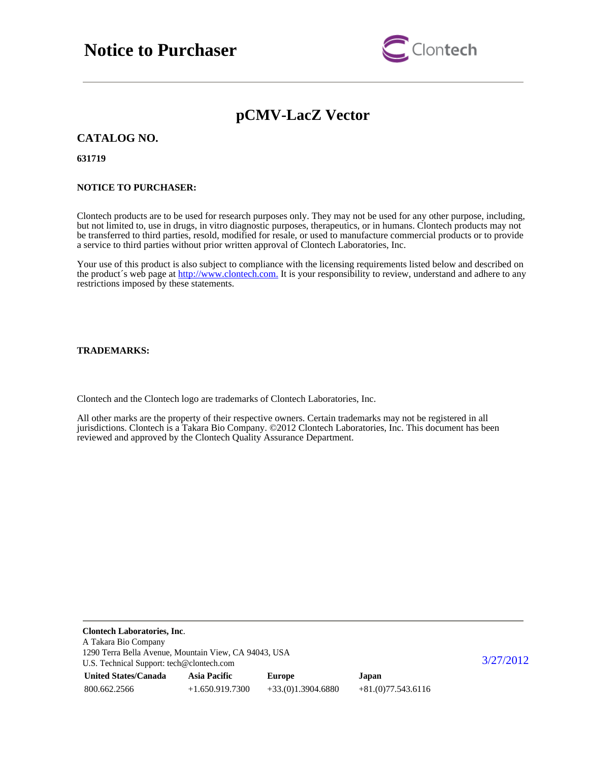# Notice to Purchaser

## pCMV-LacZ Vector

### CATALOG NO.

**631719**

**NOTICE TO PURCHASER:**

Clontech products are to be used for research purposes only. They may not be used for any other purpose, including, but not limited to, use in drugs, in vitro diagnostic purposes, therapeutics, or in humans. Clontech products may not be transferred to third parties, resold, modified for resale, or used to manufacture commercial products or to provide a service to third parties without prior written approval of Clontech Laboratories, Inc.

Your use of this product is also subject to compliance with the licensing requirements listed below and described on the product´s web page at http://www.clontech.com. It is your responsibility to review, understand and adhere to any restrictions imposed by these statements.

**TRADEMARKS:**

Clontech and the Clontech logo are trademarks of Clontech Laboratories, Inc.

All other marks are the property of their respective owners. Certain trademarks may not be registered in all jurisdictions. Clontech is a Takara Bio Company. ©2012 Clontech Laboratories, Inc. This document has been reviewed and approved by the Clontech Quality Assurance Department.

**Clontech Laboratories, Inc**.
A Takara Bio Company
1290 Terra Bella Avenue, Mountain View, CA 94043, USA
U.S. Technical Support: tech@clontech.com

| United States/Canada | Asia Pacific | Europe | Japan |
|---|---|---|---|
| 800.662.2566 | +1.650.919.7300 | +33.(0)1.3904.6880 | +81.(0)77.543.6116 |

3/27/2012